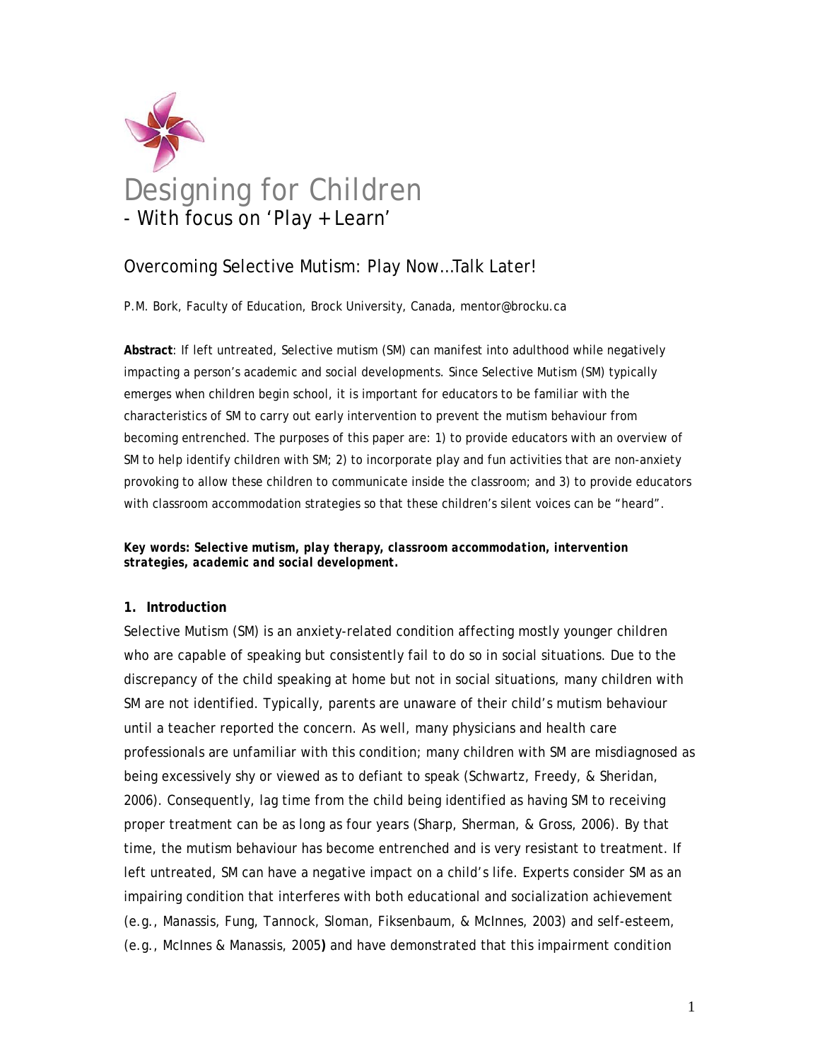# Designing for Children

## - With focus on 'Play + Learn'

## Overcoming Selective Mutism: Play Now…Talk Later!

P.M. Bork, Faculty of Education, Brock University, Canada, mentor@brocku.ca

**Abstract**: If left untreated, Selective mutism (SM) can manifest into adulthood while negatively impacting a person's academic and social developments. Since Selective Mutism (SM) typically emerges when children begin school, it is important for educators to be familiar with the characteristics of SM to carry out early intervention to prevent the mutism behaviour from becoming entrenched. The purposes of this paper are: 1) to provide educators with an overview of SM to help identify children with SM; 2) to incorporate play and fun activities that are non-anxiety provoking to allow these children to communicate inside the classroom; and 3) to provide educators with classroom accommodation strategies so that these children's silent voices can be "heard".

***Key words: Selective mutism, play therapy, classroom accommodation, intervention strategies, academic and social development.***

### 1. Introduction

Selective Mutism (SM) is an anxiety-related condition affecting mostly younger children who are capable of speaking but consistently fail to do so in social situations. Due to the discrepancy of the child speaking at home but not in social situations, many children with SM are not identified. Typically, parents are unaware of their child's mutism behaviour until a teacher reported the concern. As well, many physicians and health care professionals are unfamiliar with this condition; many children with SM are misdiagnosed as being excessively shy or viewed as to defiant to speak (Schwartz, Freedy, & Sheridan, 2006). Consequently, lag time from the child being identified as having SM to receiving proper treatment can be as long as four years (Sharp, Sherman, & Gross, 2006). By that time, the mutism behaviour has become entrenched and is very resistant to treatment. If left untreated, SM can have a negative impact on a child's life. Experts consider SM as an impairing condition that interferes with both educational and socialization achievement (e.g., Manassis, Fung, Tannock, Sloman, Fiksenbaum, & McInnes, 2003) and self-esteem, (e.g., McInnes & Manassis, 2005**)** and have demonstrated that this impairment condition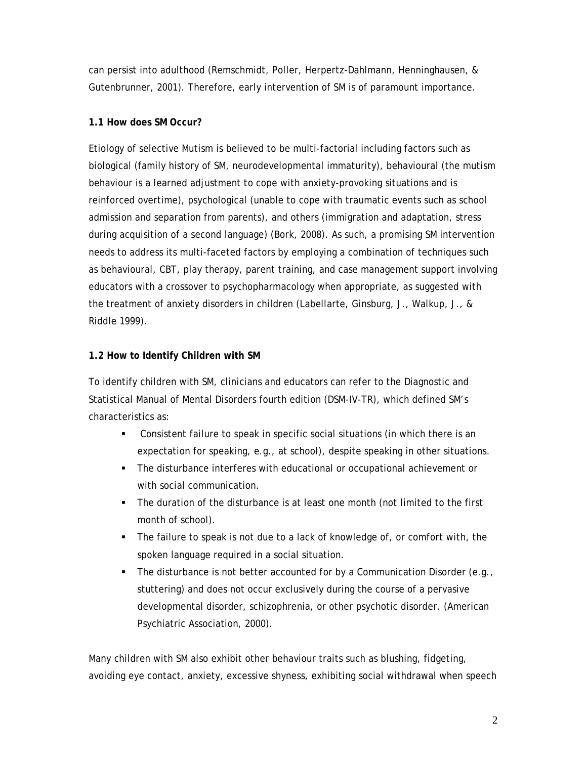can persist into adulthood (Remschmidt, Poller, Herpertz-Dahlmann, Henninghausen, & Gutenbrunner, 2001). Therefore, early intervention of SM is of paramount importance.

### 1.1 How does SM Occur?

Etiology of selective Mutism is believed to be multi-factorial including factors such as biological (family history of SM, neurodevelopmental immaturity), behavioural (the mutism behaviour is a learned adjustment to cope with anxiety-provoking situations and is reinforced overtime), psychological (unable to cope with traumatic events such as school admission and separation from parents), and others (immigration and adaptation, stress during acquisition of a second language) (Bork, 2008). As such, a promising SM intervention needs to address its multi-faceted factors by employing a combination of techniques such as behavioural, CBT, play therapy, parent training, and case management support involving educators with a crossover to psychopharmacology when appropriate, as suggested with the treatment of anxiety disorders in children (Labellarte, Ginsburg, J., Walkup, J., & Riddle 1999).

### 1.2 How to Identify Children with SM

To identify children with SM, clinicians and educators can refer to the Diagnostic and Statistical Manual of Mental Disorders fourth edition (DSM-IV-TR), which defined SM's characteristics as:

- Consistent failure to speak in specific social situations (in which there is an expectation for speaking, e.g., at school), despite speaking in other situations.
- The disturbance interferes with educational or occupational achievement or with social communication.
- The duration of the disturbance is at least one month (not limited to the first month of school).
- The failure to speak is not due to a lack of knowledge of, or comfort with, the spoken language required in a social situation.
- The disturbance is not better accounted for by a Communication Disorder (e.g., stuttering) and does not occur exclusively during the course of a pervasive developmental disorder, schizophrenia, or other psychotic disorder. (American Psychiatric Association, 2000).

Many children with SM also exhibit other behaviour traits such as blushing, fidgeting, avoiding eye contact, anxiety, excessive shyness, exhibiting social withdrawal when speech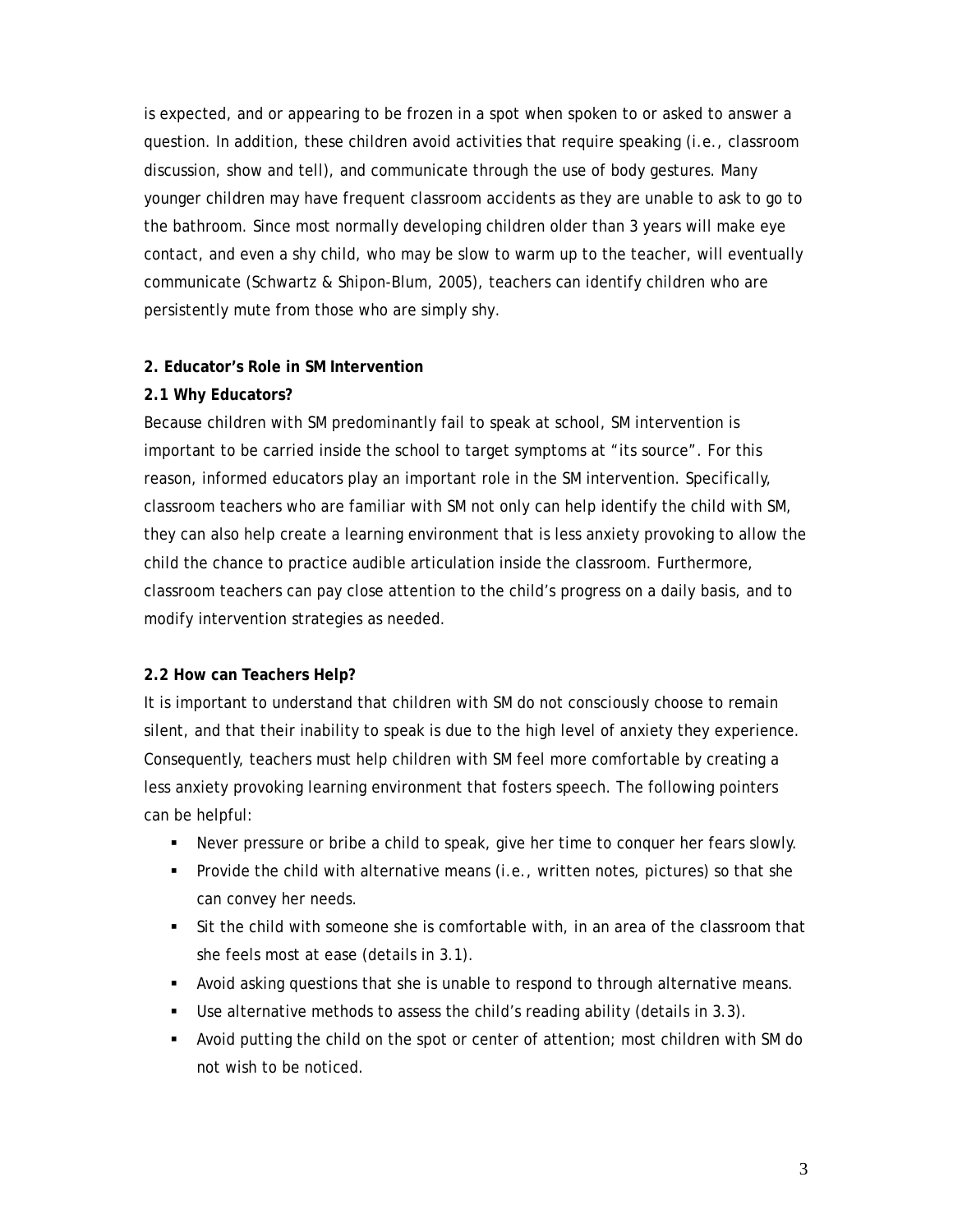is expected, and or appearing to be frozen in a spot when spoken to or asked to answer a question. In addition, these children avoid activities that require speaking (i.e., classroom discussion, show and tell), and communicate through the use of body gestures. Many younger children may have frequent classroom accidents as they are unable to ask to go to the bathroom. Since most normally developing children older than 3 years will make eye contact, and even a shy child, who may be slow to warm up to the teacher, will eventually communicate (Schwartz & Shipon-Blum, 2005), teachers can identify children who are persistently mute from those who are simply shy.

**2. Educator's Role in SM Intervention**

**2.1 Why Educators?**

Because children with SM predominantly fail to speak at school, SM intervention is important to be carried inside the school to target symptoms at "its source". For this reason, informed educators play an important role in the SM intervention. Specifically, classroom teachers who are familiar with SM not only can help identify the child with SM, they can also help create a learning environment that is less anxiety provoking to allow the child the chance to practice audible articulation inside the classroom. Furthermore, classroom teachers can pay close attention to the child's progress on a daily basis, and to modify intervention strategies as needed.

**2.2 How can Teachers Help?**

It is important to understand that children with SM do not consciously choose to remain silent, and that their inability to speak is due to the high level of anxiety they experience. Consequently, teachers must help children with SM feel more comfortable by creating a less anxiety provoking learning environment that fosters speech. The following pointers can be helpful:

- Never pressure or bribe a child to speak, give her time to conquer her fears slowly.
- Provide the child with alternative means (i.e., written notes, pictures) so that she can convey her needs.
- Sit the child with someone she is comfortable with, in an area of the classroom that she feels most at ease (details in 3.1).
- Avoid asking questions that she is unable to respond to through alternative means.
- Use alternative methods to assess the child's reading ability (details in 3.3).
- Avoid putting the child on the spot or center of attention; most children with SM do not wish to be noticed.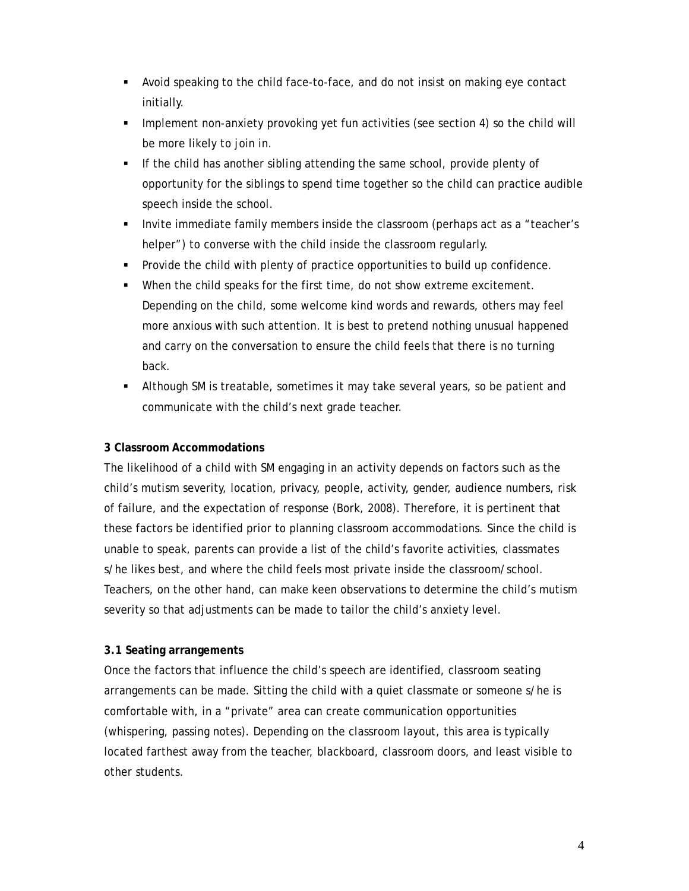- Avoid speaking to the child face-to-face, and do not insist on making eye contact initially.
- Implement non-anxiety provoking yet fun activities (see section 4) so the child will be more likely to join in.
- If the child has another sibling attending the same school, provide plenty of opportunity for the siblings to spend time together so the child can practice audible speech inside the school.
- Invite immediate family members inside the classroom (perhaps act as a "teacher's helper") to converse with the child inside the classroom regularly.
- Provide the child with plenty of practice opportunities to build up confidence.
- When the child speaks for the first time, do not show extreme excitement. Depending on the child, some welcome kind words and rewards, others may feel more anxious with such attention. It is best to pretend nothing unusual happened and carry on the conversation to ensure the child feels that there is no turning back.
- Although SM is treatable, sometimes it may take several years, so be patient and communicate with the child's next grade teacher.

### 3 Classroom Accommodations

The likelihood of a child with SM engaging in an activity depends on factors such as the child's mutism severity, location, privacy, people, activity, gender, audience numbers, risk of failure, and the expectation of response (Bork, 2008). Therefore, it is pertinent that these factors be identified prior to planning classroom accommodations. Since the child is unable to speak, parents can provide a list of the child's favorite activities, classmates s/he likes best, and where the child feels most private inside the classroom/school. Teachers, on the other hand, can make keen observations to determine the child's mutism severity so that adjustments can be made to tailor the child's anxiety level.

#### 3.1 Seating arrangements

Once the factors that influence the child's speech are identified, classroom seating arrangements can be made. Sitting the child with a quiet classmate or someone s/he is comfortable with, in a "private" area can create communication opportunities (whispering, passing notes). Depending on the classroom layout, this area is typically located farthest away from the teacher, blackboard, classroom doors, and least visible to other students.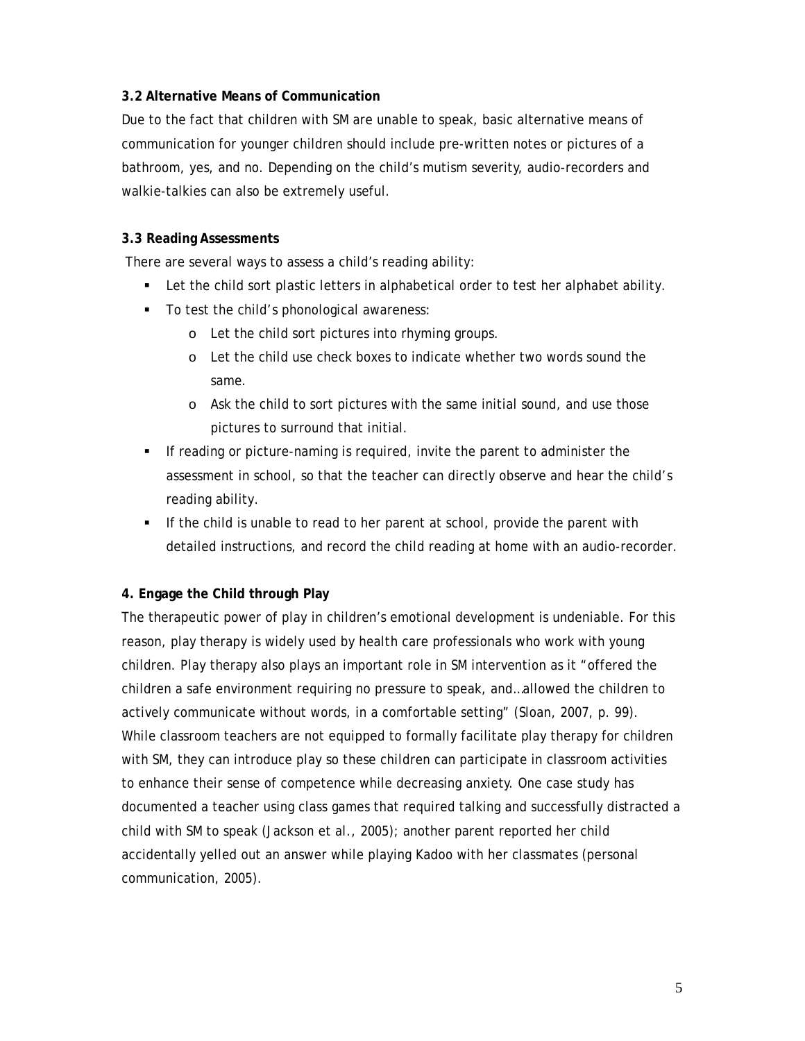### 3.2 Alternative Means of Communication

Due to the fact that children with SM are unable to speak, basic alternative means of communication for younger children should include pre-written notes or pictures of a bathroom, yes, and no. Depending on the child's mutism severity, audio-recorders and walkie-talkies can also be extremely useful.

### 3.3 Reading Assessments

There are several ways to assess a child's reading ability:

- Let the child sort plastic letters in alphabetical order to test her alphabet ability.
- To test the child's phonological awareness:
  - Let the child sort pictures into rhyming groups.
  - Let the child use check boxes to indicate whether two words sound the same.
  - Ask the child to sort pictures with the same initial sound, and use those pictures to surround that initial.
- If reading or picture-naming is required, invite the parent to administer the assessment in school, so that the teacher can directly observe and hear the child's reading ability.
- If the child is unable to read to her parent at school, provide the parent with detailed instructions, and record the child reading at home with an audio-recorder.

## 4. Engage the Child through Play

The therapeutic power of play in children's emotional development is undeniable. For this reason, play therapy is widely used by health care professionals who work with young children. Play therapy also plays an important role in SM intervention as it "offered the children a safe environment requiring no pressure to speak, and…allowed the children to actively communicate without words, in a comfortable setting" (Sloan, 2007, p. 99). While classroom teachers are not equipped to formally facilitate play therapy for children with SM, they can introduce play so these children can participate in classroom activities to enhance their sense of competence while decreasing anxiety. One case study has documented a teacher using class games that required talking and successfully distracted a child with SM to speak (Jackson et al., 2005); another parent reported her child accidentally yelled out an answer while playing Kadoo with her classmates (personal communication, 2005).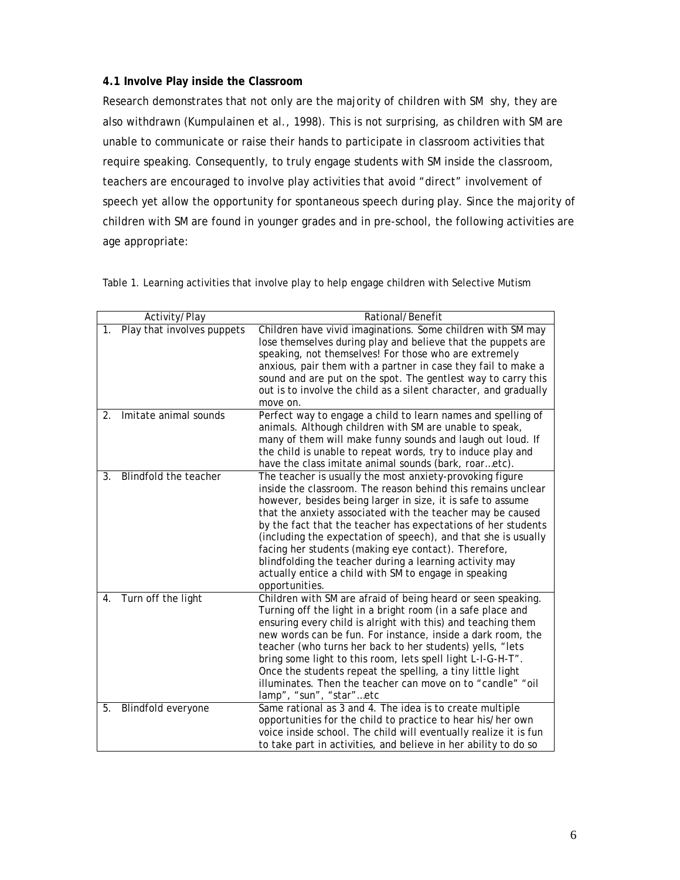**4.1 Involve Play inside the Classroom**

Research demonstrates that not only are the majority of children with SM shy, they are also withdrawn (Kumpulainen et al., 1998). This is not surprising, as children with SM are unable to communicate or raise their hands to participate in classroom activities that require speaking. Consequently, to truly engage students with SM inside the classroom, teachers are encouraged to involve play activities that avoid "direct" involvement of speech yet allow the opportunity for spontaneous speech during play. Since the majority of children with SM are found in younger grades and in pre-school, the following activities are age appropriate:

Table 1. Learning activities that involve play to help engage children with Selective Mutism

| Activity/Play | Rational/Benefit |
|---|---|
| 1. Play that involves puppets | Children have vivid imaginations. Some children with SM may lose themselves during play and believe that the puppets are speaking, not themselves! For those who are extremely anxious, pair them with a partner in case they fail to make a sound and are put on the spot. The gentlest way to carry this out is to involve the child as a silent character, and gradually move on. |
| 2. Imitate animal sounds | Perfect way to engage a child to learn names and spelling of animals. Although children with SM are unable to speak, many of them will make funny sounds and laugh out loud. If the child is unable to repeat words, try to induce play and have the class imitate animal sounds (bark, roar…etc). |
| 3. Blindfold the teacher | The teacher is usually the most anxiety-provoking figure inside the classroom. The reason behind this remains unclear however, besides being larger in size, it is safe to assume that the anxiety associated with the teacher may be caused by the fact that the teacher has expectations of her students (including the expectation of speech), and that she is usually facing her students (making eye contact). Therefore, blindfolding the teacher during a learning activity may actually entice a child with SM to engage in speaking opportunities. |
| 4. Turn off the light | Children with SM are afraid of being heard or seen speaking. Turning off the light in a bright room (in a safe place and ensuring every child is alright with this) and teaching them new words can be fun. For instance, inside a dark room, the teacher (who turns her back to her students) yells, "lets bring some light to this room, lets spell light L-I-G-H-T". Once the students repeat the spelling, a tiny little light illuminates. Then the teacher can move on to "candle" "oil lamp", "sun", "star"…etc |
| 5. Blindfold everyone | Same rational as 3 and 4. The idea is to create multiple opportunities for the child to practice to hear his/her own voice inside school. The child will eventually realize it is fun to take part in activities, and believe in her ability to do so |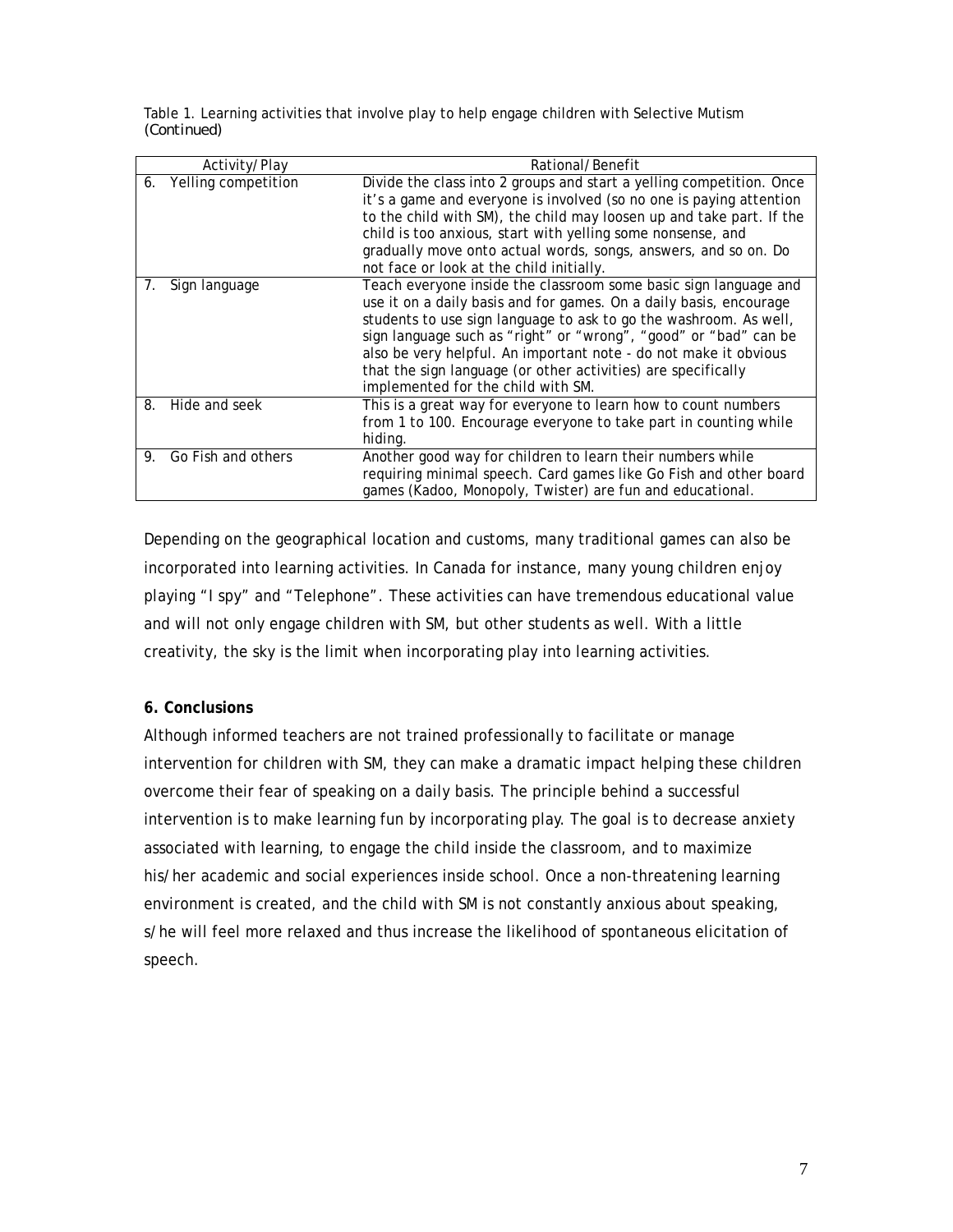Table 1. Learning activities that involve play to help engage children with Selective Mutism *(Continued)*

| Activity/Play | Rational/Benefit |
|---|---|
| 6. Yelling competition | Divide the class into 2 groups and start a yelling competition. Once it's a game and everyone is involved (so no one is paying attention to the child with SM), the child may loosen up and take part. If the child is too anxious, start with yelling some nonsense, and gradually move onto actual words, songs, answers, and so on. Do not face or look at the child initially. |
| 7. Sign language | Teach everyone inside the classroom some basic sign language and use it on a daily basis and for games. On a daily basis, encourage students to use sign language to ask to go the washroom. As well, sign language such as "right" or "wrong", "good" or "bad" can be also be very helpful. An important note - do not make it obvious that the sign language (or other activities) are specifically implemented for the child with SM. |
| 8. Hide and seek | This is a great way for everyone to learn how to count numbers from 1 to 100. Encourage everyone to take part in counting while hiding. |
| 9. Go Fish and others | Another good way for children to learn their numbers while requiring minimal speech. Card games like Go Fish and other board games (Kadoo, Monopoly, Twister) are fun and educational. |

Depending on the geographical location and customs, many traditional games can also be incorporated into learning activities. In Canada for instance, many young children enjoy playing "I spy" and "Telephone". These activities can have tremendous educational value and will not only engage children with SM, but other students as well. With a little creativity, the sky is the limit when incorporating play into learning activities.

**6. Conclusions**

Although informed teachers are not trained professionally to facilitate or manage intervention for children with SM, they can make a dramatic impact helping these children overcome their fear of speaking on a daily basis. The principle behind a successful intervention is to make learning fun by incorporating play. The goal is to decrease anxiety associated with learning, to engage the child inside the classroom, and to maximize his/her academic and social experiences inside school. Once a non-threatening learning environment is created, and the child with SM is not constantly anxious about speaking, s/he will feel more relaxed and thus increase the likelihood of spontaneous elicitation of speech.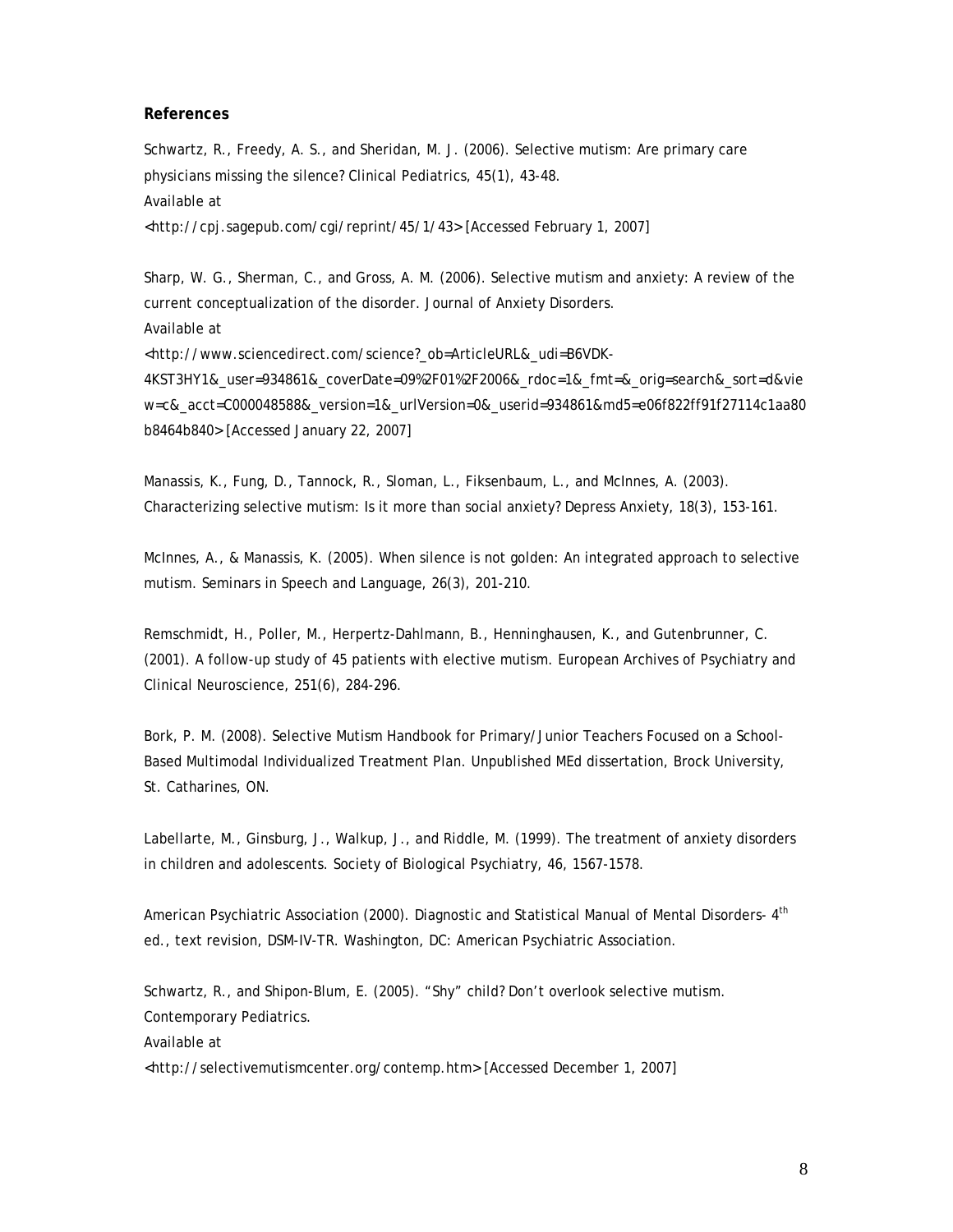## References

Schwartz, R., Freedy, A. S., and Sheridan, M. J. (2006). Selective mutism: Are primary care physicians missing the silence? Clinical Pediatrics, 45(1), 43-48.
Available at
<http://cpj.sagepub.com/cgi/reprint/45/1/43> [Accessed February 1, 2007]

Sharp, W. G., Sherman, C., and Gross, A. M. (2006). Selective mutism and anxiety: A review of the current conceptualization of the disorder. Journal of Anxiety Disorders.
Available at
<http://www.sciencedirect.com/science?_ob=ArticleURL&_udi=B6VDK-4KST3HY1&_user=934861&_coverDate=09%2F01%2F2006&_rdoc=1&_fmt=&_orig=search&_sort=d&view=c&_acct=C000048588&_version=1&_urlVersion=0&_userid=934861&md5=e06f822ff91f27114c1aa80b8464b840> [Accessed January 22, 2007]

Manassis, K., Fung, D., Tannock, R., Sloman, L., Fiksenbaum, L., and McInnes, A. (2003). Characterizing selective mutism: Is it more than social anxiety? Depress Anxiety, 18(3), 153-161.

McInnes, A., & Manassis, K. (2005). When silence is not golden: An integrated approach to selective mutism. Seminars in Speech and Language, 26(3), 201-210.

Remschmidt, H., Poller, M., Herpertz-Dahlmann, B., Henninghausen, K., and Gutenbrunner, C. (2001). A follow-up study of 45 patients with elective mutism. European Archives of Psychiatry and Clinical Neuroscience, 251(6), 284-296.

Bork, P. M. (2008). Selective Mutism Handbook for Primary/Junior Teachers Focused on a School-Based Multimodal Individualized Treatment Plan. Unpublished MEd dissertation, Brock University, St. Catharines, ON.

Labellarte, M., Ginsburg, J., Walkup, J., and Riddle, M. (1999). The treatment of anxiety disorders in children and adolescents. Society of Biological Psychiatry, 46, 1567-1578.

American Psychiatric Association (2000). Diagnostic and Statistical Manual of Mental Disorders- 4th ed., text revision, DSM-IV-TR. Washington, DC: American Psychiatric Association.

Schwartz, R., and Shipon-Blum, E. (2005). "Shy" child? Don't overlook selective mutism. Contemporary Pediatrics.
Available at
<http://selectivemutismcenter.org/contemp.htm> [Accessed December 1, 2007]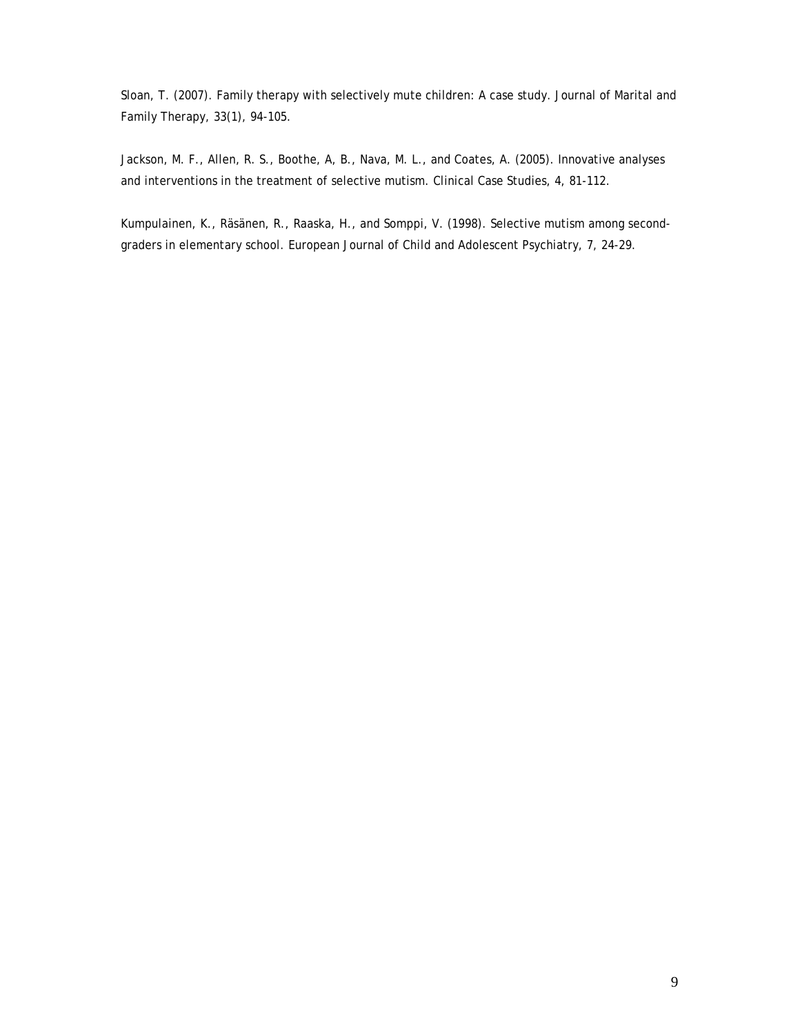Sloan, T. (2007). Family therapy with selectively mute children: A case study. Journal of Marital and Family Therapy, 33(1), 94-105.

Jackson, M. F., Allen, R. S., Boothe, A, B., Nava, M. L., and Coates, A. (2005). Innovative analyses and interventions in the treatment of selective mutism. Clinical Case Studies, 4, 81-112.

Kumpulainen, K., Räsänen, R., Raaska, H., and Somppi, V. (1998). Selective mutism among second-graders in elementary school. European Journal of Child and Adolescent Psychiatry, 7, 24-29.